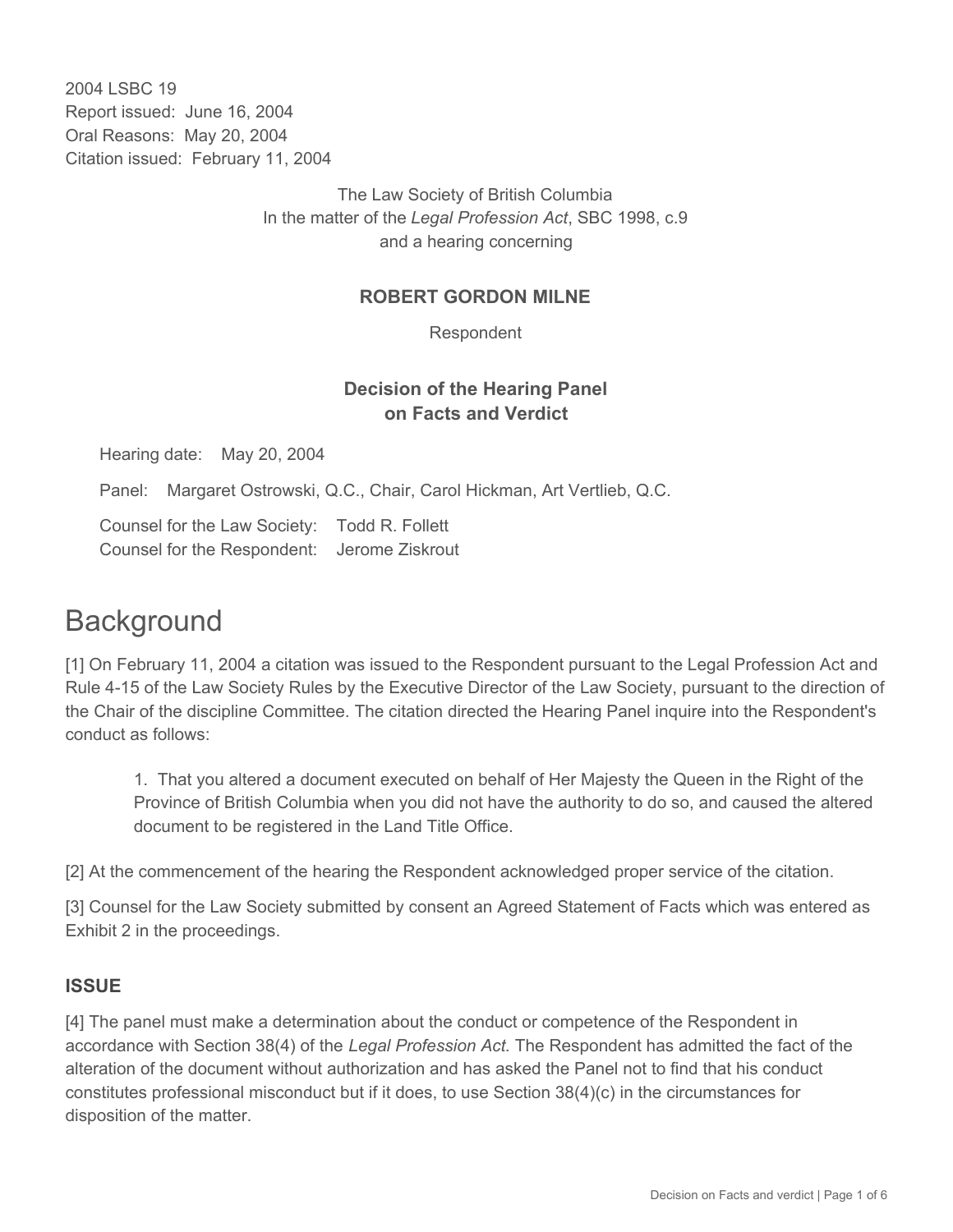2004 LSBC 19
Report issued: June 16, 2004
Oral Reasons: May 20, 2004
Citation issued: February 11, 2004

The Law Society of British Columbia
In the matter of the *Legal Profession Act*, SBC 1998, c.9
and a hearing concerning

**ROBERT GORDON MILNE**

Respondent

**Decision of the Hearing Panel on Facts and Verdict**

Hearing date: May 20, 2004

Panel: Margaret Ostrowski, Q.C., Chair, Carol Hickman, Art Vertlieb, Q.C.

Counsel for the Law Society: Todd R. Follett

Counsel for the Respondent: Jerome Ziskrout

# Background

[1] On February 11, 2004 a citation was issued to the Respondent pursuant to the Legal Profession Act and Rule 4-15 of the Law Society Rules by the Executive Director of the Law Society, pursuant to the direction of the Chair of the discipline Committee. The citation directed the Hearing Panel inquire into the Respondent's conduct as follows:

> 1. That you altered a document executed on behalf of Her Majesty the Queen in the Right of the Province of British Columbia when you did not have the authority to do so, and caused the altered document to be registered in the Land Title Office.

[2] At the commencement of the hearing the Respondent acknowledged proper service of the citation.

[3] Counsel for the Law Society submitted by consent an Agreed Statement of Facts which was entered as Exhibit 2 in the proceedings.

### ISSUE

[4] The panel must make a determination about the conduct or competence of the Respondent in accordance with Section 38(4) of the *Legal Profession Act.* The Respondent has admitted the fact of the alteration of the document without authorization and has asked the Panel not to find that his conduct constitutes professional misconduct but if it does, to use Section 38(4)(c) in the circumstances for disposition of the matter.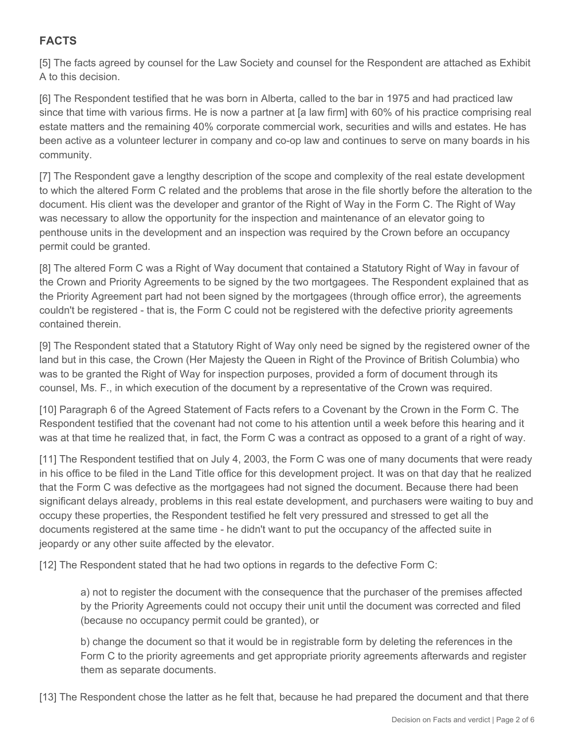## FACTS

[5] The facts agreed by counsel for the Law Society and counsel for the Respondent are attached as Exhibit A to this decision.

[6] The Respondent testified that he was born in Alberta, called to the bar in 1975 and had practiced law since that time with various firms. He is now a partner at [a law firm] with 60% of his practice comprising real estate matters and the remaining 40% corporate commercial work, securities and wills and estates. He has been active as a volunteer lecturer in company and co-op law and continues to serve on many boards in his community.

[7] The Respondent gave a lengthy description of the scope and complexity of the real estate development to which the altered Form C related and the problems that arose in the file shortly before the alteration to the document. His client was the developer and grantor of the Right of Way in the Form C. The Right of Way was necessary to allow the opportunity for the inspection and maintenance of an elevator going to penthouse units in the development and an inspection was required by the Crown before an occupancy permit could be granted.

[8] The altered Form C was a Right of Way document that contained a Statutory Right of Way in favour of the Crown and Priority Agreements to be signed by the two mortgagees. The Respondent explained that as the Priority Agreement part had not been signed by the mortgagees (through office error), the agreements couldn't be registered - that is, the Form C could not be registered with the defective priority agreements contained therein.

[9] The Respondent stated that a Statutory Right of Way only need be signed by the registered owner of the land but in this case, the Crown (Her Majesty the Queen in Right of the Province of British Columbia) who was to be granted the Right of Way for inspection purposes, provided a form of document through its counsel, Ms. F., in which execution of the document by a representative of the Crown was required.

[10] Paragraph 6 of the Agreed Statement of Facts refers to a Covenant by the Crown in the Form C. The Respondent testified that the covenant had not come to his attention until a week before this hearing and it was at that time he realized that, in fact, the Form C was a contract as opposed to a grant of a right of way.

[11] The Respondent testified that on July 4, 2003, the Form C was one of many documents that were ready in his office to be filed in the Land Title office for this development project. It was on that day that he realized that the Form C was defective as the mortgagees had not signed the document. Because there had been significant delays already, problems in this real estate development, and purchasers were waiting to buy and occupy these properties, the Respondent testified he felt very pressured and stressed to get all the documents registered at the same time - he didn't want to put the occupancy of the affected suite in jeopardy or any other suite affected by the elevator.

[12] The Respondent stated that he had two options in regards to the defective Form C:

> a) not to register the document with the consequence that the purchaser of the premises affected by the Priority Agreements could not occupy their unit until the document was corrected and filed (because no occupancy permit could be granted), or
>
> b) change the document so that it would be in registrable form by deleting the references in the Form C to the priority agreements and get appropriate priority agreements afterwards and register them as separate documents.

[13] The Respondent chose the latter as he felt that, because he had prepared the document and that there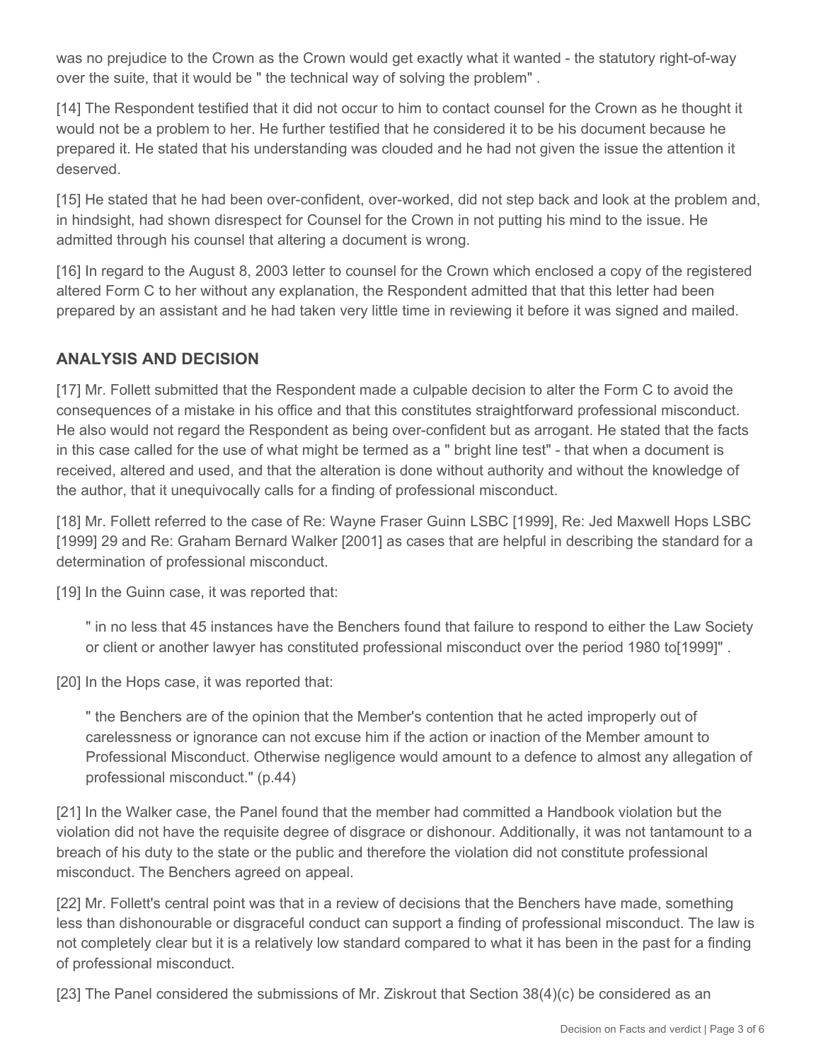was no prejudice to the Crown as the Crown would get exactly what it wanted - the statutory right-of-way over the suite, that it would be " the technical way of solving the problem" .

[14] The Respondent testified that it did not occur to him to contact counsel for the Crown as he thought it would not be a problem to her. He further testified that he considered it to be his document because he prepared it. He stated that his understanding was clouded and he had not given the issue the attention it deserved.

[15] He stated that he had been over-confident, over-worked, did not step back and look at the problem and, in hindsight, had shown disrespect for Counsel for the Crown in not putting his mind to the issue. He admitted through his counsel that altering a document is wrong.

[16] In regard to the August 8, 2003 letter to counsel for the Crown which enclosed a copy of the registered altered Form C to her without any explanation, the Respondent admitted that that this letter had been prepared by an assistant and he had taken very little time in reviewing it before it was signed and mailed.

## ANALYSIS AND DECISION

[17] Mr. Follett submitted that the Respondent made a culpable decision to alter the Form C to avoid the consequences of a mistake in his office and that this constitutes straightforward professional misconduct. He also would not regard the Respondent as being over-confident but as arrogant. He stated that the facts in this case called for the use of what might be termed as a " bright line test" - that when a document is received, altered and used, and that the alteration is done without authority and without the knowledge of the author, that it unequivocally calls for a finding of professional misconduct.

[18] Mr. Follett referred to the case of Re: Wayne Fraser Guinn LSBC [1999], Re: Jed Maxwell Hops LSBC [1999] 29 and Re: Graham Bernard Walker [2001] as cases that are helpful in describing the standard for a determination of professional misconduct.

[19] In the Guinn case, it was reported that:

> " in no less that 45 instances have the Benchers found that failure to respond to either the Law Society or client or another lawyer has constituted professional misconduct over the period 1980 to[1999]" .

[20] In the Hops case, it was reported that:

> " the Benchers are of the opinion that the Member's contention that he acted improperly out of carelessness or ignorance can not excuse him if the action or inaction of the Member amount to Professional Misconduct. Otherwise negligence would amount to a defence to almost any allegation of professional misconduct." (p.44)

[21] In the Walker case, the Panel found that the member had committed a Handbook violation but the violation did not have the requisite degree of disgrace or dishonour. Additionally, it was not tantamount to a breach of his duty to the state or the public and therefore the violation did not constitute professional misconduct. The Benchers agreed on appeal.

[22] Mr. Follett's central point was that in a review of decisions that the Benchers have made, something less than dishonourable or disgraceful conduct can support a finding of professional misconduct. The law is not completely clear but it is a relatively low standard compared to what it has been in the past for a finding of professional misconduct.

[23] The Panel considered the submissions of Mr. Ziskrout that Section 38(4)(c) be considered as an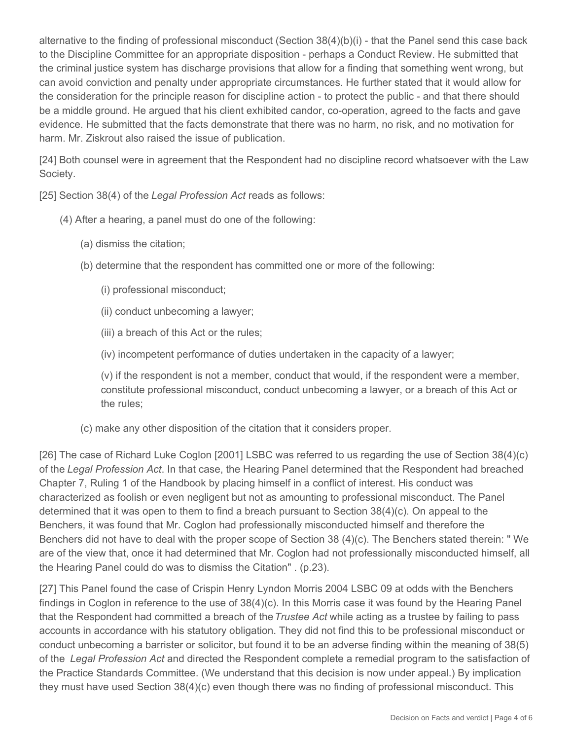alternative to the finding of professional misconduct (Section 38(4)(b)(i) - that the Panel send this case back to the Discipline Committee for an appropriate disposition - perhaps a Conduct Review. He submitted that the criminal justice system has discharge provisions that allow for a finding that something went wrong, but can avoid conviction and penalty under appropriate circumstances. He further stated that it would allow for the consideration for the principle reason for discipline action - to protect the public - and that there should be a middle ground. He argued that his client exhibited candor, co-operation, agreed to the facts and gave evidence. He submitted that the facts demonstrate that there was no harm, no risk, and no motivation for harm. Mr. Ziskrout also raised the issue of publication.

[24] Both counsel were in agreement that the Respondent had no discipline record whatsoever with the Law Society.

[25] Section 38(4) of the *Legal Profession Act* reads as follows:

> (4) After a hearing, a panel must do one of the following:
>
> (a) dismiss the citation;
>
> (b) determine that the respondent has committed one or more of the following:
>
> (i) professional misconduct;
>
> (ii) conduct unbecoming a lawyer;
>
> (iii) a breach of this Act or the rules;
>
> (iv) incompetent performance of duties undertaken in the capacity of a lawyer;
>
> (v) if the respondent is not a member, conduct that would, if the respondent were a member, constitute professional misconduct, conduct unbecoming a lawyer, or a breach of this Act or the rules;
>
> (c) make any other disposition of the citation that it considers proper.

[26] The case of Richard Luke Coglon [2001] LSBC was referred to us regarding the use of Section 38(4)(c) of the *Legal Profession Act*. In that case, the Hearing Panel determined that the Respondent had breached Chapter 7, Ruling 1 of the Handbook by placing himself in a conflict of interest. His conduct was characterized as foolish or even negligent but not as amounting to professional misconduct. The Panel determined that it was open to them to find a breach pursuant to Section 38(4)(c). On appeal to the Benchers, it was found that Mr. Coglon had professionally misconducted himself and therefore the Benchers did not have to deal with the proper scope of Section 38 (4)(c). The Benchers stated therein: " We are of the view that, once it had determined that Mr. Coglon had not professionally misconducted himself, all the Hearing Panel could do was to dismiss the Citation" . (p.23).

[27] This Panel found the case of Crispin Henry Lyndon Morris 2004 LSBC 09 at odds with the Benchers findings in Coglon in reference to the use of 38(4)(c). In this Morris case it was found by the Hearing Panel that the Respondent had committed a breach of the *Trustee Act* while acting as a trustee by failing to pass accounts in accordance with his statutory obligation. They did not find this to be professional misconduct or conduct unbecoming a barrister or solicitor, but found it to be an adverse finding within the meaning of 38(5) of the *Legal Profession Act* and directed the Respondent complete a remedial program to the satisfaction of the Practice Standards Committee. (We understand that this decision is now under appeal.) By implication they must have used Section 38(4)(c) even though there was no finding of professional misconduct. This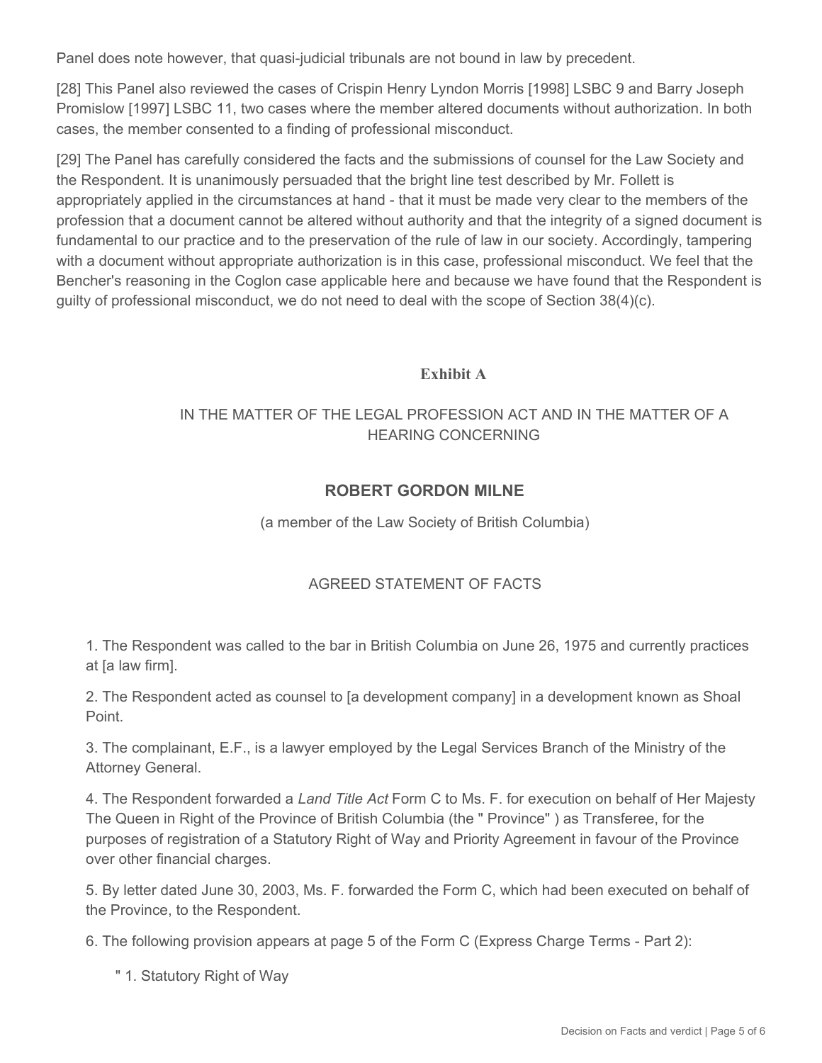Panel does note however, that quasi-judicial tribunals are not bound in law by precedent.

[28] This Panel also reviewed the cases of Crispin Henry Lyndon Morris [1998] LSBC 9 and Barry Joseph Promislow [1997] LSBC 11, two cases where the member altered documents without authorization. In both cases, the member consented to a finding of professional misconduct.

[29] The Panel has carefully considered the facts and the submissions of counsel for the Law Society and the Respondent. It is unanimously persuaded that the bright line test described by Mr. Follett is appropriately applied in the circumstances at hand - that it must be made very clear to the members of the profession that a document cannot be altered without authority and that the integrity of a signed document is fundamental to our practice and to the preservation of the rule of law in our society. Accordingly, tampering with a document without appropriate authorization is in this case, professional misconduct. We feel that the Bencher's reasoning in the Coglon case applicable here and because we have found that the Respondent is guilty of professional misconduct, we do not need to deal with the scope of Section 38(4)(c).

**Exhibit A**

IN THE MATTER OF THE LEGAL PROFESSION ACT AND IN THE MATTER OF A HEARING CONCERNING

**ROBERT GORDON MILNE**

(a member of the Law Society of British Columbia)

AGREED STATEMENT OF FACTS

1. The Respondent was called to the bar in British Columbia on June 26, 1975 and currently practices at [a law firm].

2. The Respondent acted as counsel to [a development company] in a development known as Shoal Point.

3. The complainant, E.F., is a lawyer employed by the Legal Services Branch of the Ministry of the Attorney General.

4. The Respondent forwarded a *Land Title Act* Form C to Ms. F. for execution on behalf of Her Majesty The Queen in Right of the Province of British Columbia (the " Province" ) as Transferee, for the purposes of registration of a Statutory Right of Way and Priority Agreement in favour of the Province over other financial charges.

5. By letter dated June 30, 2003, Ms. F. forwarded the Form C, which had been executed on behalf of the Province, to the Respondent.

6. The following provision appears at page 5 of the Form C (Express Charge Terms - Part 2):

" 1. Statutory Right of Way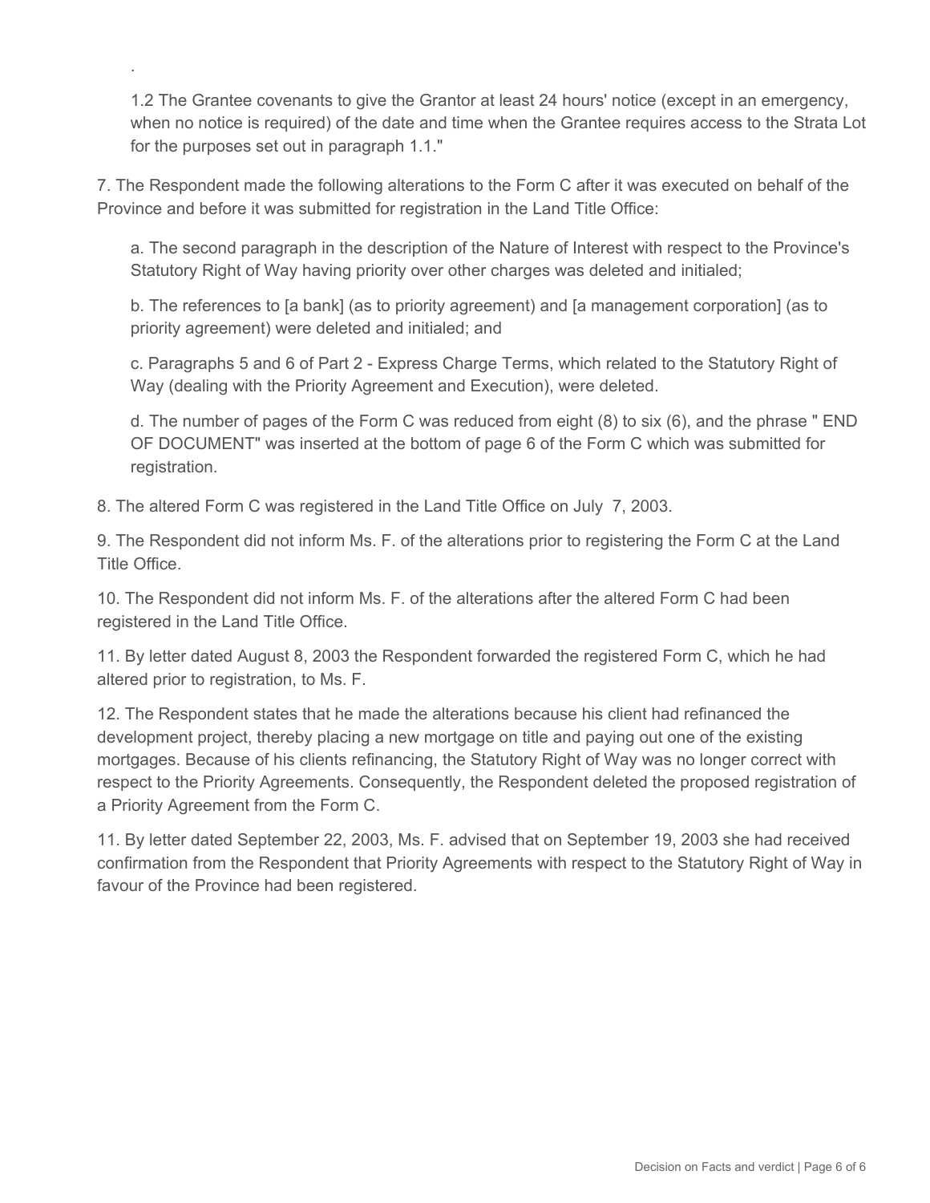.

> 1.2 The Grantee covenants to give the Grantor at least 24 hours' notice (except in an emergency, when no notice is required) of the date and time when the Grantee requires access to the Strata Lot for the purposes set out in paragraph 1.1."

7. The Respondent made the following alterations to the Form C after it was executed on behalf of the Province and before it was submitted for registration in the Land Title Office:

> a. The second paragraph in the description of the Nature of Interest with respect to the Province's Statutory Right of Way having priority over other charges was deleted and initialed;
>
> b. The references to [a bank] (as to priority agreement) and [a management corporation] (as to priority agreement) were deleted and initialed; and
>
> c. Paragraphs 5 and 6 of Part 2 - Express Charge Terms, which related to the Statutory Right of Way (dealing with the Priority Agreement and Execution), were deleted.
>
> d. The number of pages of the Form C was reduced from eight (8) to six (6), and the phrase " END OF DOCUMENT" was inserted at the bottom of page 6 of the Form C which was submitted for registration.

8. The altered Form C was registered in the Land Title Office on July 7, 2003.

9. The Respondent did not inform Ms. F. of the alterations prior to registering the Form C at the Land Title Office.

10. The Respondent did not inform Ms. F. of the alterations after the altered Form C had been registered in the Land Title Office.

11. By letter dated August 8, 2003 the Respondent forwarded the registered Form C, which he had altered prior to registration, to Ms. F.

12. The Respondent states that he made the alterations because his client had refinanced the development project, thereby placing a new mortgage on title and paying out one of the existing mortgages. Because of his clients refinancing, the Statutory Right of Way was no longer correct with respect to the Priority Agreements. Consequently, the Respondent deleted the proposed registration of a Priority Agreement from the Form C.

11. By letter dated September 22, 2003, Ms. F. advised that on September 19, 2003 she had received confirmation from the Respondent that Priority Agreements with respect to the Statutory Right of Way in favour of the Province had been registered.